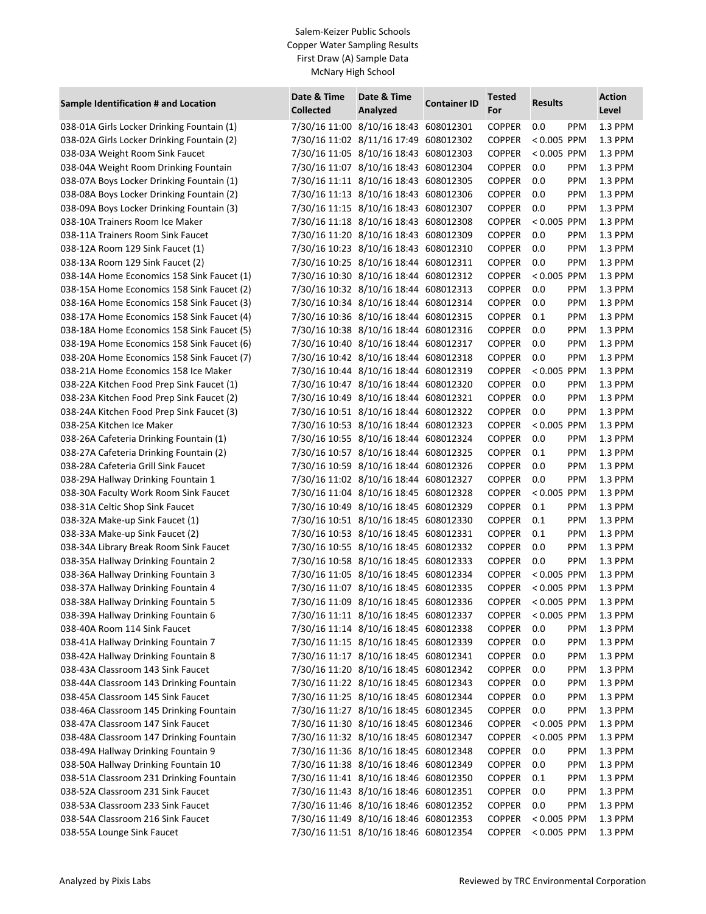# Salem-Keizer Public Schools
## Copper Water Sampling Results
### First Draw (A) Sample Data
### McNary High School

| Sample Identification # and Location | Date & Time Collected | Date & Time Analyzed | Container ID | Tested For | Results | | Action Level |
|---|---|---|---|---|---|---|---|
| 038-01A Girls Locker Drinking Fountain (1) | 7/30/16 11:00 | 8/10/16 18:43 | 608012301 | COPPER | 0.0 | PPM | 1.3 PPM |
| 038-02A Girls Locker Drinking Fountain (2) | 7/30/16 11:02 | 8/11/16 17:49 | 608012302 | COPPER | < 0.005 | PPM | 1.3 PPM |
| 038-03A Weight Room Sink Faucet | 7/30/16 11:05 | 8/10/16 18:43 | 608012303 | COPPER | < 0.005 | PPM | 1.3 PPM |
| 038-04A Weight Room Drinking Fountain | 7/30/16 11:07 | 8/10/16 18:43 | 608012304 | COPPER | 0.0 | PPM | 1.3 PPM |
| 038-07A Boys Locker Drinking Fountain (1) | 7/30/16 11:11 | 8/10/16 18:43 | 608012305 | COPPER | 0.0 | PPM | 1.3 PPM |
| 038-08A Boys Locker Drinking Fountain (2) | 7/30/16 11:13 | 8/10/16 18:43 | 608012306 | COPPER | 0.0 | PPM | 1.3 PPM |
| 038-09A Boys Locker Drinking Fountain (3) | 7/30/16 11:15 | 8/10/16 18:43 | 608012307 | COPPER | 0.0 | PPM | 1.3 PPM |
| 038-10A Trainers Room Ice Maker | 7/30/16 11:18 | 8/10/16 18:43 | 608012308 | COPPER | < 0.005 | PPM | 1.3 PPM |
| 038-11A Trainers Room Sink Faucet | 7/30/16 11:20 | 8/10/16 18:43 | 608012309 | COPPER | 0.0 | PPM | 1.3 PPM |
| 038-12A Room 129 Sink Faucet (1) | 7/30/16 10:23 | 8/10/16 18:43 | 608012310 | COPPER | 0.0 | PPM | 1.3 PPM |
| 038-13A Room 129 Sink Faucet (2) | 7/30/16 10:25 | 8/10/16 18:44 | 608012311 | COPPER | 0.0 | PPM | 1.3 PPM |
| 038-14A Home Economics 158 Sink Faucet (1) | 7/30/16 10:30 | 8/10/16 18:44 | 608012312 | COPPER | < 0.005 | PPM | 1.3 PPM |
| 038-15A Home Economics 158 Sink Faucet (2) | 7/30/16 10:32 | 8/10/16 18:44 | 608012313 | COPPER | 0.0 | PPM | 1.3 PPM |
| 038-16A Home Economics 158 Sink Faucet (3) | 7/30/16 10:34 | 8/10/16 18:44 | 608012314 | COPPER | 0.0 | PPM | 1.3 PPM |
| 038-17A Home Economics 158 Sink Faucet (4) | 7/30/16 10:36 | 8/10/16 18:44 | 608012315 | COPPER | 0.1 | PPM | 1.3 PPM |
| 038-18A Home Economics 158 Sink Faucet (5) | 7/30/16 10:38 | 8/10/16 18:44 | 608012316 | COPPER | 0.0 | PPM | 1.3 PPM |
| 038-19A Home Economics 158 Sink Faucet (6) | 7/30/16 10:40 | 8/10/16 18:44 | 608012317 | COPPER | 0.0 | PPM | 1.3 PPM |
| 038-20A Home Economics 158 Sink Faucet (7) | 7/30/16 10:42 | 8/10/16 18:44 | 608012318 | COPPER | 0.0 | PPM | 1.3 PPM |
| 038-21A Home Economics 158 Ice Maker | 7/30/16 10:44 | 8/10/16 18:44 | 608012319 | COPPER | < 0.005 | PPM | 1.3 PPM |
| 038-22A Kitchen Food Prep Sink Faucet (1) | 7/30/16 10:47 | 8/10/16 18:44 | 608012320 | COPPER | 0.0 | PPM | 1.3 PPM |
| 038-23A Kitchen Food Prep Sink Faucet (2) | 7/30/16 10:49 | 8/10/16 18:44 | 608012321 | COPPER | 0.0 | PPM | 1.3 PPM |
| 038-24A Kitchen Food Prep Sink Faucet (3) | 7/30/16 10:51 | 8/10/16 18:44 | 608012322 | COPPER | 0.0 | PPM | 1.3 PPM |
| 038-25A Kitchen Ice Maker | 7/30/16 10:53 | 8/10/16 18:44 | 608012323 | COPPER | < 0.005 | PPM | 1.3 PPM |
| 038-26A Cafeteria Drinking Fountain (1) | 7/30/16 10:55 | 8/10/16 18:44 | 608012324 | COPPER | 0.0 | PPM | 1.3 PPM |
| 038-27A Cafeteria Drinking Fountain (2) | 7/30/16 10:57 | 8/10/16 18:44 | 608012325 | COPPER | 0.1 | PPM | 1.3 PPM |
| 038-28A Cafeteria Grill Sink Faucet | 7/30/16 10:59 | 8/10/16 18:44 | 608012326 | COPPER | 0.0 | PPM | 1.3 PPM |
| 038-29A Hallway Drinking Fountain 1 | 7/30/16 11:02 | 8/10/16 18:44 | 608012327 | COPPER | 0.0 | PPM | 1.3 PPM |
| 038-30A Faculty Work Room Sink Faucet | 7/30/16 11:04 | 8/10/16 18:45 | 608012328 | COPPER | < 0.005 | PPM | 1.3 PPM |
| 038-31A Celtic Shop Sink Faucet | 7/30/16 10:49 | 8/10/16 18:45 | 608012329 | COPPER | 0.1 | PPM | 1.3 PPM |
| 038-32A Make-up Sink Faucet (1) | 7/30/16 10:51 | 8/10/16 18:45 | 608012330 | COPPER | 0.1 | PPM | 1.3 PPM |
| 038-33A Make-up Sink Faucet (2) | 7/30/16 10:53 | 8/10/16 18:45 | 608012331 | COPPER | 0.1 | PPM | 1.3 PPM |
| 038-34A Library Break Room Sink Faucet | 7/30/16 10:55 | 8/10/16 18:45 | 608012332 | COPPER | 0.0 | PPM | 1.3 PPM |
| 038-35A Hallway Drinking Fountain 2 | 7/30/16 10:58 | 8/10/16 18:45 | 608012333 | COPPER | 0.0 | PPM | 1.3 PPM |
| 038-36A Hallway Drinking Fountain 3 | 7/30/16 11:05 | 8/10/16 18:45 | 608012334 | COPPER | < 0.005 | PPM | 1.3 PPM |
| 038-37A Hallway Drinking Fountain 4 | 7/30/16 11:07 | 8/10/16 18:45 | 608012335 | COPPER | < 0.005 | PPM | 1.3 PPM |
| 038-38A Hallway Drinking Fountain 5 | 7/30/16 11:09 | 8/10/16 18:45 | 608012336 | COPPER | < 0.005 | PPM | 1.3 PPM |
| 038-39A Hallway Drinking Fountain 6 | 7/30/16 11:11 | 8/10/16 18:45 | 608012337 | COPPER | < 0.005 | PPM | 1.3 PPM |
| 038-40A Room 114 Sink Faucet | 7/30/16 11:14 | 8/10/16 18:45 | 608012338 | COPPER | 0.0 | PPM | 1.3 PPM |
| 038-41A Hallway Drinking Fountain 7 | 7/30/16 11:15 | 8/10/16 18:45 | 608012339 | COPPER | 0.0 | PPM | 1.3 PPM |
| 038-42A Hallway Drinking Fountain 8 | 7/30/16 11:17 | 8/10/16 18:45 | 608012341 | COPPER | 0.0 | PPM | 1.3 PPM |
| 038-43A Classroom 143 Sink Faucet | 7/30/16 11:20 | 8/10/16 18:45 | 608012342 | COPPER | 0.0 | PPM | 1.3 PPM |
| 038-44A Classroom 143 Drinking Fountain | 7/30/16 11:22 | 8/10/16 18:45 | 608012343 | COPPER | 0.0 | PPM | 1.3 PPM |
| 038-45A Classroom 145 Sink Faucet | 7/30/16 11:25 | 8/10/16 18:45 | 608012344 | COPPER | 0.0 | PPM | 1.3 PPM |
| 038-46A Classroom 145 Drinking Fountain | 7/30/16 11:27 | 8/10/16 18:45 | 608012345 | COPPER | 0.0 | PPM | 1.3 PPM |
| 038-47A Classroom 147 Sink Faucet | 7/30/16 11:30 | 8/10/16 18:45 | 608012346 | COPPER | < 0.005 | PPM | 1.3 PPM |
| 038-48A Classroom 147 Drinking Fountain | 7/30/16 11:32 | 8/10/16 18:45 | 608012347 | COPPER | < 0.005 | PPM | 1.3 PPM |
| 038-49A Hallway Drinking Fountain 9 | 7/30/16 11:36 | 8/10/16 18:45 | 608012348 | COPPER | 0.0 | PPM | 1.3 PPM |
| 038-50A Hallway Drinking Fountain 10 | 7/30/16 11:38 | 8/10/16 18:46 | 608012349 | COPPER | 0.0 | PPM | 1.3 PPM |
| 038-51A Classroom 231 Drinking Fountain | 7/30/16 11:41 | 8/10/16 18:46 | 608012350 | COPPER | 0.1 | PPM | 1.3 PPM |
| 038-52A Classroom 231 Sink Faucet | 7/30/16 11:43 | 8/10/16 18:46 | 608012351 | COPPER | 0.0 | PPM | 1.3 PPM |
| 038-53A Classroom 233 Sink Faucet | 7/30/16 11:46 | 8/10/16 18:46 | 608012352 | COPPER | 0.0 | PPM | 1.3 PPM |
| 038-54A Classroom 216 Sink Faucet | 7/30/16 11:49 | 8/10/16 18:46 | 608012353 | COPPER | < 0.005 | PPM | 1.3 PPM |
| 038-55A Lounge Sink Faucet | 7/30/16 11:51 | 8/10/16 18:46 | 608012354 | COPPER | < 0.005 | PPM | 1.3 PPM |

Analyzed by Pixis Labs

Reviewed by TRC Environmental Corporation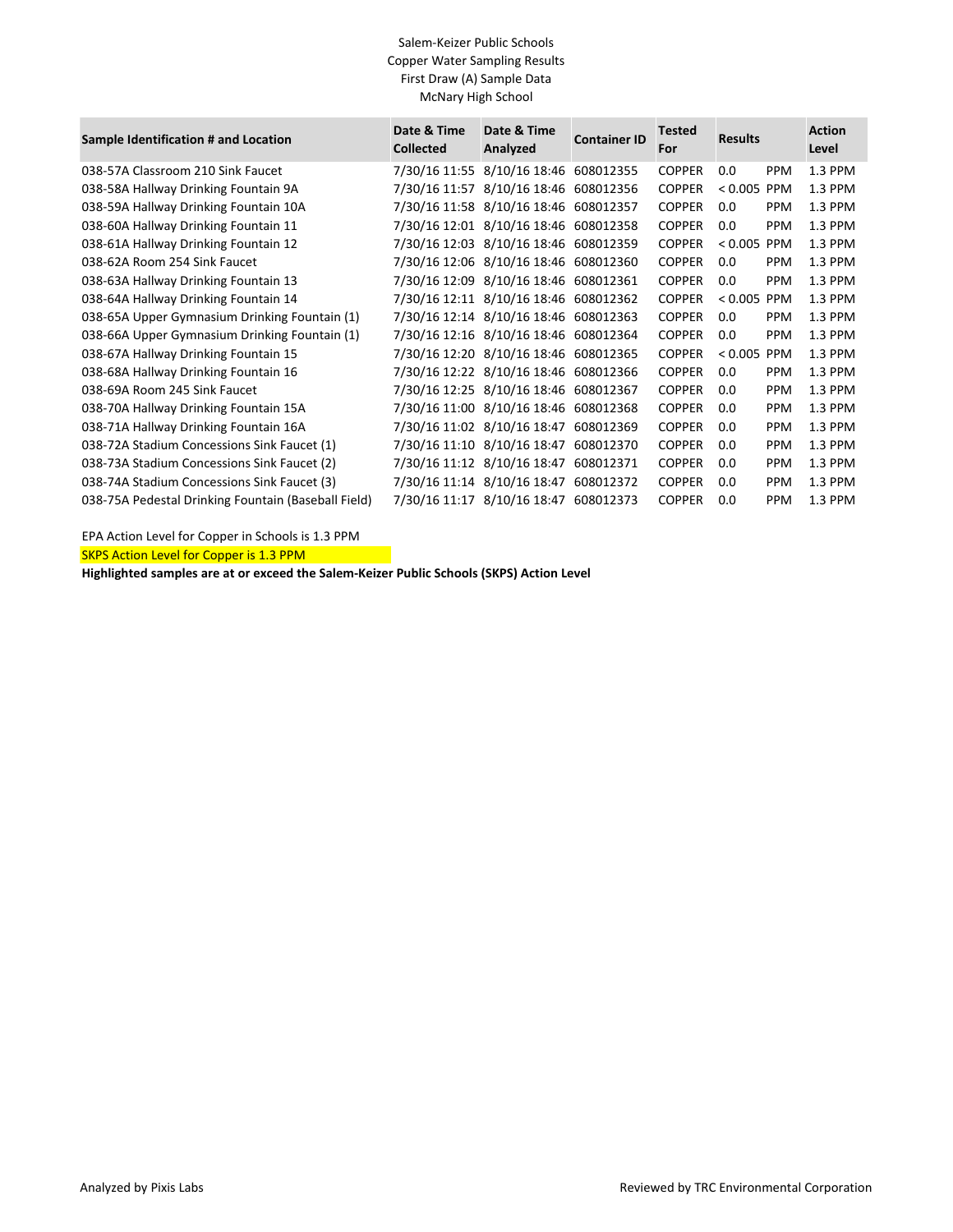Salem-Keizer Public Schools
Copper Water Sampling Results
First Draw (A) Sample Data
McNary High School

| Sample Identification # and Location | Date & Time Collected | Date & Time Analyzed | Container ID | Tested For | Results | | Action Level |
|---|---|---|---|---|---|---|---|
| 038-57A Classroom 210 Sink Faucet | 7/30/16 11:55 | 8/10/16 18:46 | 608012355 | COPPER | 0.0 | PPM | 1.3 PPM |
| 038-58A Hallway Drinking Fountain 9A | 7/30/16 11:57 | 8/10/16 18:46 | 608012356 | COPPER | < 0.005 | PPM | 1.3 PPM |
| 038-59A Hallway Drinking Fountain 10A | 7/30/16 11:58 | 8/10/16 18:46 | 608012357 | COPPER | 0.0 | PPM | 1.3 PPM |
| 038-60A Hallway Drinking Fountain 11 | 7/30/16 12:01 | 8/10/16 18:46 | 608012358 | COPPER | 0.0 | PPM | 1.3 PPM |
| 038-61A Hallway Drinking Fountain 12 | 7/30/16 12:03 | 8/10/16 18:46 | 608012359 | COPPER | < 0.005 | PPM | 1.3 PPM |
| 038-62A Room 254 Sink Faucet | 7/30/16 12:06 | 8/10/16 18:46 | 608012360 | COPPER | 0.0 | PPM | 1.3 PPM |
| 038-63A Hallway Drinking Fountain 13 | 7/30/16 12:09 | 8/10/16 18:46 | 608012361 | COPPER | 0.0 | PPM | 1.3 PPM |
| 038-64A Hallway Drinking Fountain 14 | 7/30/16 12:11 | 8/10/16 18:46 | 608012362 | COPPER | < 0.005 | PPM | 1.3 PPM |
| 038-65A Upper Gymnasium Drinking Fountain (1) | 7/30/16 12:14 | 8/10/16 18:46 | 608012363 | COPPER | 0.0 | PPM | 1.3 PPM |
| 038-66A Upper Gymnasium Drinking Fountain (1) | 7/30/16 12:16 | 8/10/16 18:46 | 608012364 | COPPER | 0.0 | PPM | 1.3 PPM |
| 038-67A Hallway Drinking Fountain 15 | 7/30/16 12:20 | 8/10/16 18:46 | 608012365 | COPPER | < 0.005 | PPM | 1.3 PPM |
| 038-68A Hallway Drinking Fountain 16 | 7/30/16 12:22 | 8/10/16 18:46 | 608012366 | COPPER | 0.0 | PPM | 1.3 PPM |
| 038-69A Room 245 Sink Faucet | 7/30/16 12:25 | 8/10/16 18:46 | 608012367 | COPPER | 0.0 | PPM | 1.3 PPM |
| 038-70A Hallway Drinking Fountain 15A | 7/30/16 11:00 | 8/10/16 18:46 | 608012368 | COPPER | 0.0 | PPM | 1.3 PPM |
| 038-71A Hallway Drinking Fountain 16A | 7/30/16 11:02 | 8/10/16 18:47 | 608012369 | COPPER | 0.0 | PPM | 1.3 PPM |
| 038-72A Stadium Concessions Sink Faucet (1) | 7/30/16 11:10 | 8/10/16 18:47 | 608012370 | COPPER | 0.0 | PPM | 1.3 PPM |
| 038-73A Stadium Concessions Sink Faucet (2) | 7/30/16 11:12 | 8/10/16 18:47 | 608012371 | COPPER | 0.0 | PPM | 1.3 PPM |
| 038-74A Stadium Concessions Sink Faucet (3) | 7/30/16 11:14 | 8/10/16 18:47 | 608012372 | COPPER | 0.0 | PPM | 1.3 PPM |
| 038-75A Pedestal Drinking Fountain (Baseball Field) | 7/30/16 11:17 | 8/10/16 18:47 | 608012373 | COPPER | 0.0 | PPM | 1.3 PPM |

EPA Action Level for Copper in Schools is 1.3 PPM

SKPS Action Level for Copper is 1.3 PPM

**Highlighted samples are at or exceed the Salem-Keizer Public Schools (SKPS) Action Level**

Analyzed by Pixis Labs

Reviewed by TRC Environmental Corporation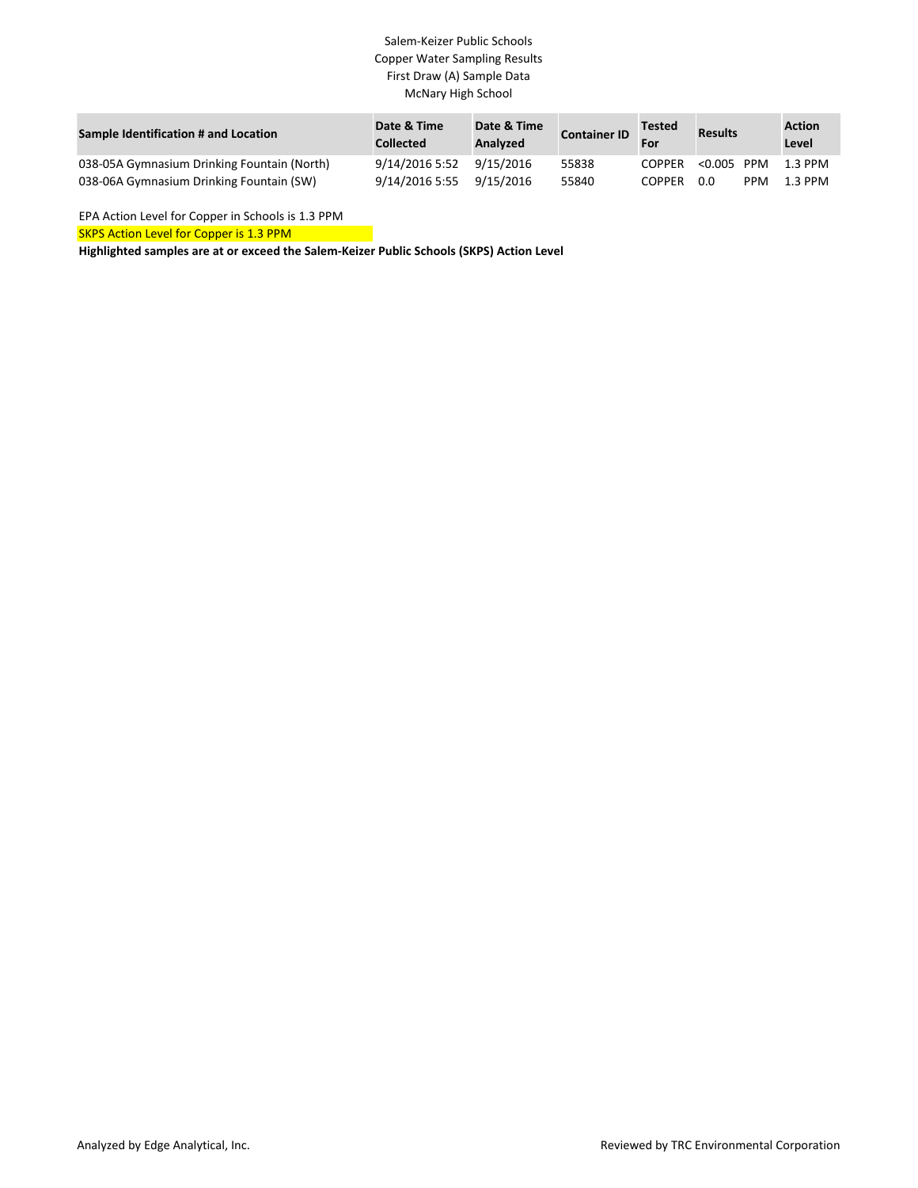Salem-Keizer Public Schools
Copper Water Sampling Results
First Draw (A) Sample Data
McNary High School

| Sample Identification # and Location | Date & Time Collected | Date & Time Analyzed | Container ID | Tested For | Results | | Action Level |
|---|---|---|---|---|---|---|---|
| 038-05A Gymnasium Drinking Fountain (North) | 9/14/2016 5:52 | 9/15/2016 | 55838 | COPPER | <0.005 | PPM | 1.3 PPM |
| 038-06A Gymnasium Drinking Fountain (SW) | 9/14/2016 5:55 | 9/15/2016 | 55840 | COPPER | 0.0 | PPM | 1.3 PPM |

EPA Action Level for Copper in Schools is 1.3 PPM

SKPS Action Level for Copper is 1.3 PPM

**Highlighted samples are at or exceed the Salem-Keizer Public Schools (SKPS) Action Level**

Analyzed by Edge Analytical, Inc.

Reviewed by TRC Environmental Corporation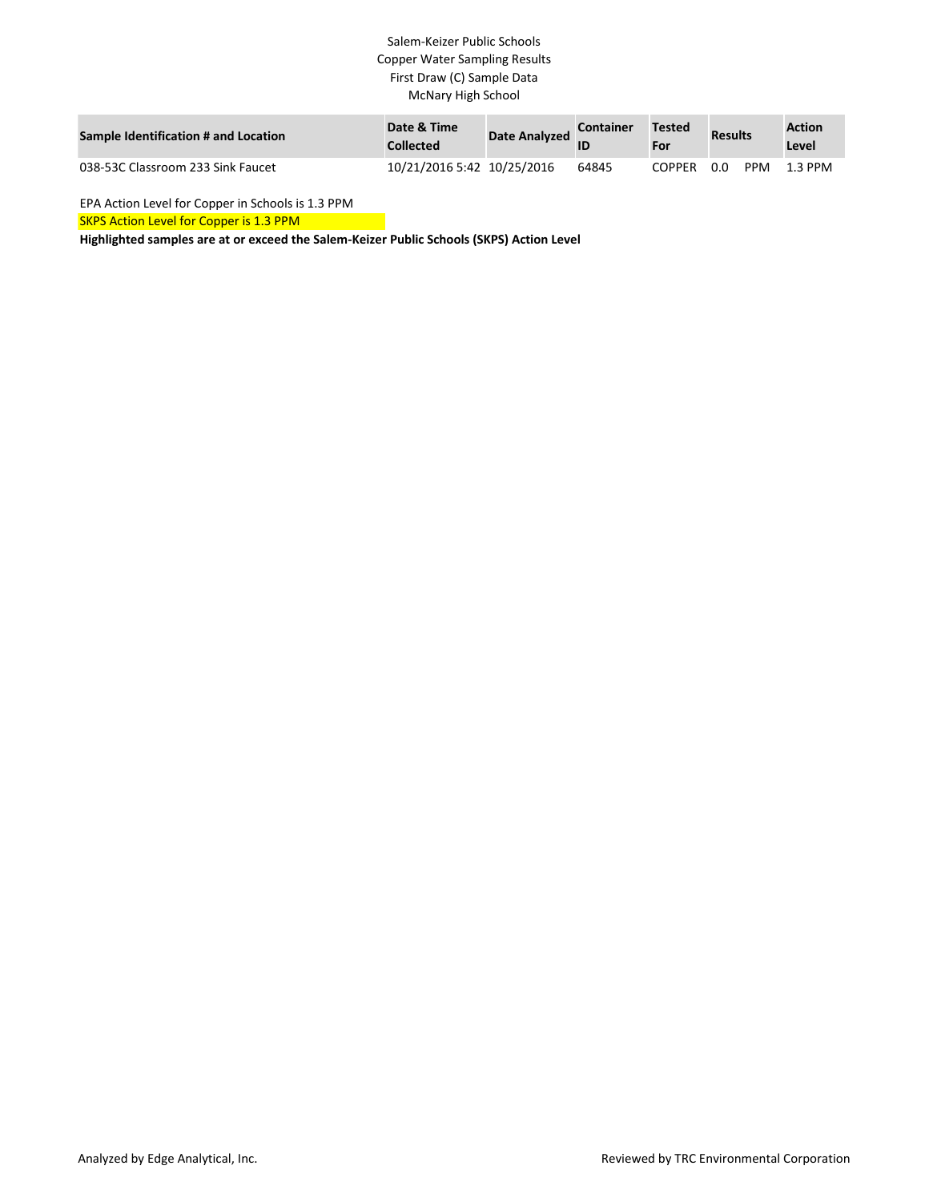Salem-Keizer Public Schools
Copper Water Sampling Results
First Draw (C) Sample Data
McNary High School

| Sample Identification # and Location | Date & Time Collected | Date Analyzed | Container ID | Tested For | Results | | Action Level |
|---|---|---|---|---|---|---|---|
| 038-53C Classroom 233 Sink Faucet | 10/21/2016 5:42 | 10/25/2016 | 64845 | COPPER | 0.0 | PPM | 1.3 PPM |

EPA Action Level for Copper in Schools is 1.3 PPM

SKPS Action Level for Copper is 1.3 PPM

**Highlighted samples are at or exceed the Salem-Keizer Public Schools (SKPS) Action Level**

Analyzed by Edge Analytical, Inc.

Reviewed by TRC Environmental Corporation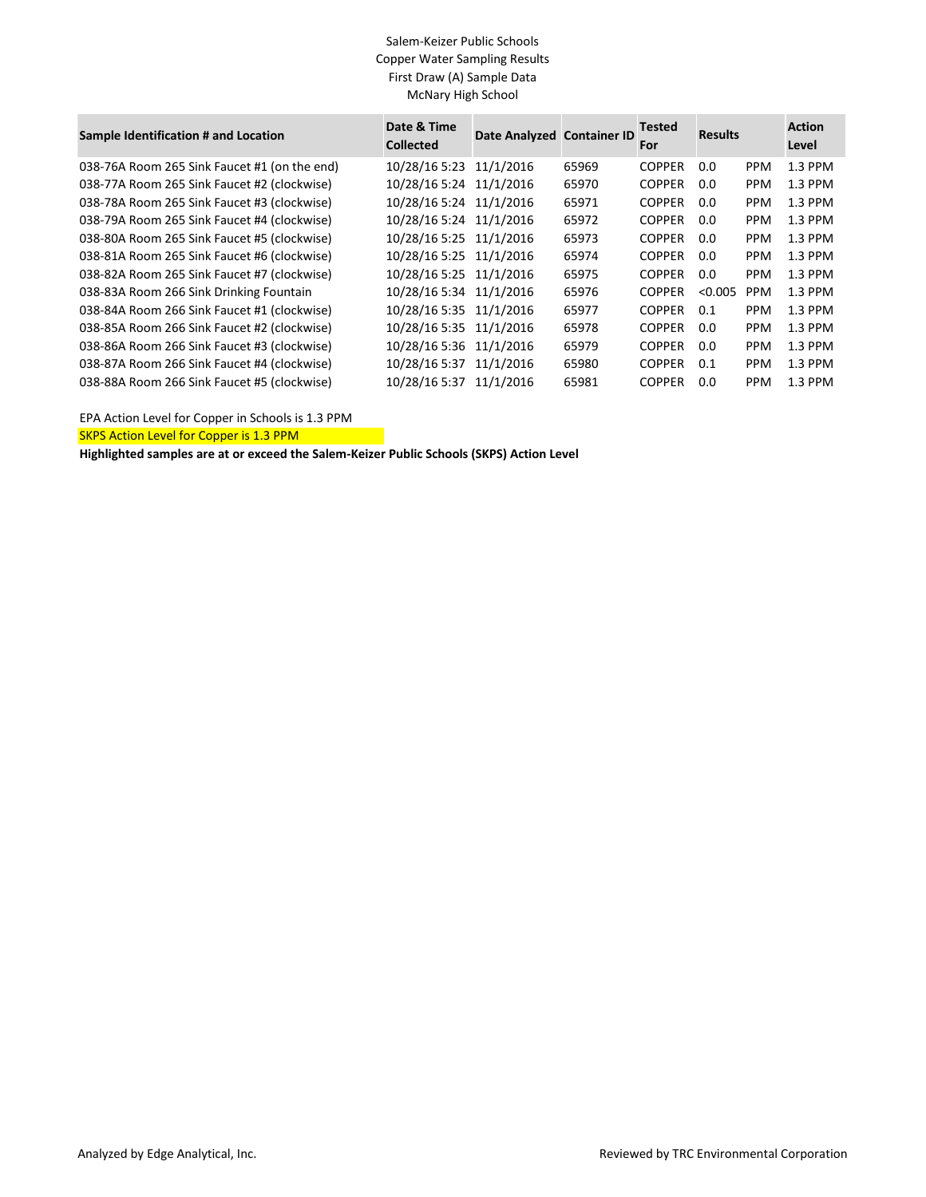Salem-Keizer Public Schools
Copper Water Sampling Results
First Draw (A) Sample Data
McNary High School

| Sample Identification # and Location | Date & Time Collected | Date Analyzed | Container ID | Tested For | Results | | Action Level |
|---|---|---|---|---|---|---|---|
| 038-76A Room 265 Sink Faucet #1 (on the end) | 10/28/16 5:23 | 11/1/2016 | 65969 | COPPER | 0.0 | PPM | 1.3 PPM |
| 038-77A Room 265 Sink Faucet #2 (clockwise) | 10/28/16 5:24 | 11/1/2016 | 65970 | COPPER | 0.0 | PPM | 1.3 PPM |
| 038-78A Room 265 Sink Faucet #3 (clockwise) | 10/28/16 5:24 | 11/1/2016 | 65971 | COPPER | 0.0 | PPM | 1.3 PPM |
| 038-79A Room 265 Sink Faucet #4 (clockwise) | 10/28/16 5:24 | 11/1/2016 | 65972 | COPPER | 0.0 | PPM | 1.3 PPM |
| 038-80A Room 265 Sink Faucet #5 (clockwise) | 10/28/16 5:25 | 11/1/2016 | 65973 | COPPER | 0.0 | PPM | 1.3 PPM |
| 038-81A Room 265 Sink Faucet #6 (clockwise) | 10/28/16 5:25 | 11/1/2016 | 65974 | COPPER | 0.0 | PPM | 1.3 PPM |
| 038-82A Room 265 Sink Faucet #7 (clockwise) | 10/28/16 5:25 | 11/1/2016 | 65975 | COPPER | 0.0 | PPM | 1.3 PPM |
| 038-83A Room 266 Sink Drinking Fountain | 10/28/16 5:34 | 11/1/2016 | 65976 | COPPER | <0.005 | PPM | 1.3 PPM |
| 038-84A Room 266 Sink Faucet #1 (clockwise) | 10/28/16 5:35 | 11/1/2016 | 65977 | COPPER | 0.1 | PPM | 1.3 PPM |
| 038-85A Room 266 Sink Faucet #2 (clockwise) | 10/28/16 5:35 | 11/1/2016 | 65978 | COPPER | 0.0 | PPM | 1.3 PPM |
| 038-86A Room 266 Sink Faucet #3 (clockwise) | 10/28/16 5:36 | 11/1/2016 | 65979 | COPPER | 0.0 | PPM | 1.3 PPM |
| 038-87A Room 266 Sink Faucet #4 (clockwise) | 10/28/16 5:37 | 11/1/2016 | 65980 | COPPER | 0.1 | PPM | 1.3 PPM |
| 038-88A Room 266 Sink Faucet #5 (clockwise) | 10/28/16 5:37 | 11/1/2016 | 65981 | COPPER | 0.0 | PPM | 1.3 PPM |

EPA Action Level for Copper in Schools is 1.3 PPM

SKPS Action Level for Copper is 1.3 PPM

**Highlighted samples are at or exceed the Salem-Keizer Public Schools (SKPS) Action Level**

Analyzed by Edge Analytical, Inc.

Reviewed by TRC Environmental Corporation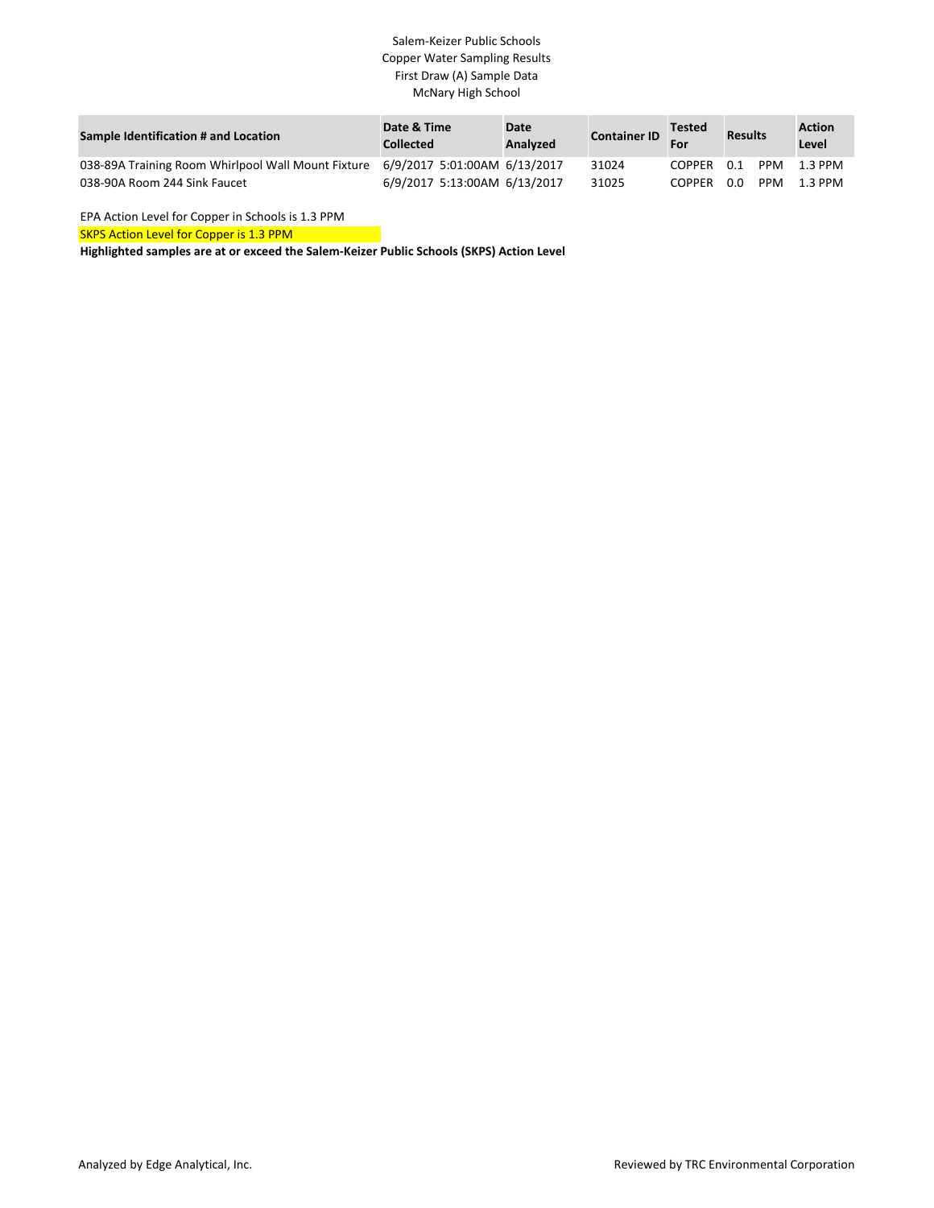Salem-Keizer Public Schools
Copper Water Sampling Results
First Draw (A) Sample Data
McNary High School

| Sample Identification # and Location | Date & Time Collected | Date Analyzed | Container ID | Tested For | Results | | Action Level |
|---|---|---|---|---|---|---|---|
| 038-89A Training Room Whirlpool Wall Mount Fixture | 6/9/2017 5:01:00AM | 6/13/2017 | 31024 | COPPER | 0.1 | PPM | 1.3 PPM |
| 038-90A Room 244 Sink Faucet | 6/9/2017 5:13:00AM | 6/13/2017 | 31025 | COPPER | 0.0 | PPM | 1.3 PPM |

EPA Action Level for Copper in Schools is 1.3 PPM

SKPS Action Level for Copper is 1.3 PPM

**Highlighted samples are at or exceed the Salem-Keizer Public Schools (SKPS) Action Level**

Analyzed by Edge Analytical, Inc.

Reviewed by TRC Environmental Corporation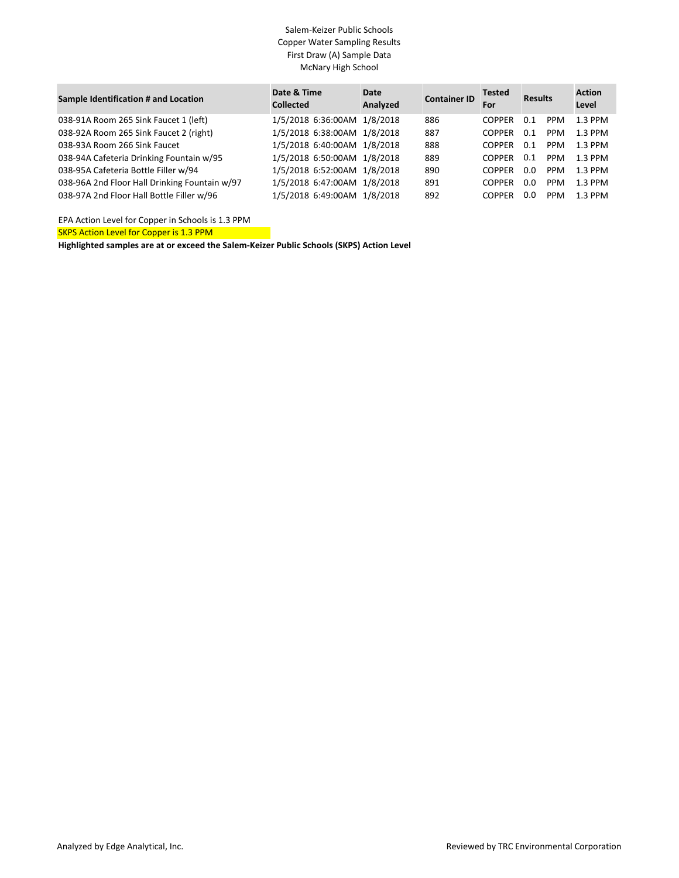Salem-Keizer Public Schools
Copper Water Sampling Results
First Draw (A) Sample Data
McNary High School

| Sample Identification # and Location | Date & Time Collected | Date Analyzed | Container ID | Tested For | Results | | Action Level |
|---|---|---|---|---|---|---|---|
| 038-91A Room 265 Sink Faucet 1 (left) | 1/5/2018 6:36:00AM | 1/8/2018 | 886 | COPPER | 0.1 | PPM | 1.3 PPM |
| 038-92A Room 265 Sink Faucet 2 (right) | 1/5/2018 6:38:00AM | 1/8/2018 | 887 | COPPER | 0.1 | PPM | 1.3 PPM |
| 038-93A Room 266 Sink Faucet | 1/5/2018 6:40:00AM | 1/8/2018 | 888 | COPPER | 0.1 | PPM | 1.3 PPM |
| 038-94A Cafeteria Drinking Fountain w/95 | 1/5/2018 6:50:00AM | 1/8/2018 | 889 | COPPER | 0.1 | PPM | 1.3 PPM |
| 038-95A Cafeteria Bottle Filler w/94 | 1/5/2018 6:52:00AM | 1/8/2018 | 890 | COPPER | 0.0 | PPM | 1.3 PPM |
| 038-96A 2nd Floor Hall Drinking Fountain w/97 | 1/5/2018 6:47:00AM | 1/8/2018 | 891 | COPPER | 0.0 | PPM | 1.3 PPM |
| 038-97A 2nd Floor Hall Bottle Filler w/96 | 1/5/2018 6:49:00AM | 1/8/2018 | 892 | COPPER | 0.0 | PPM | 1.3 PPM |

EPA Action Level for Copper in Schools is 1.3 PPM

SKPS Action Level for Copper is 1.3 PPM

**Highlighted samples are at or exceed the Salem-Keizer Public Schools (SKPS) Action Level**

Analyzed by Edge Analytical, Inc.

Reviewed by TRC Environmental Corporation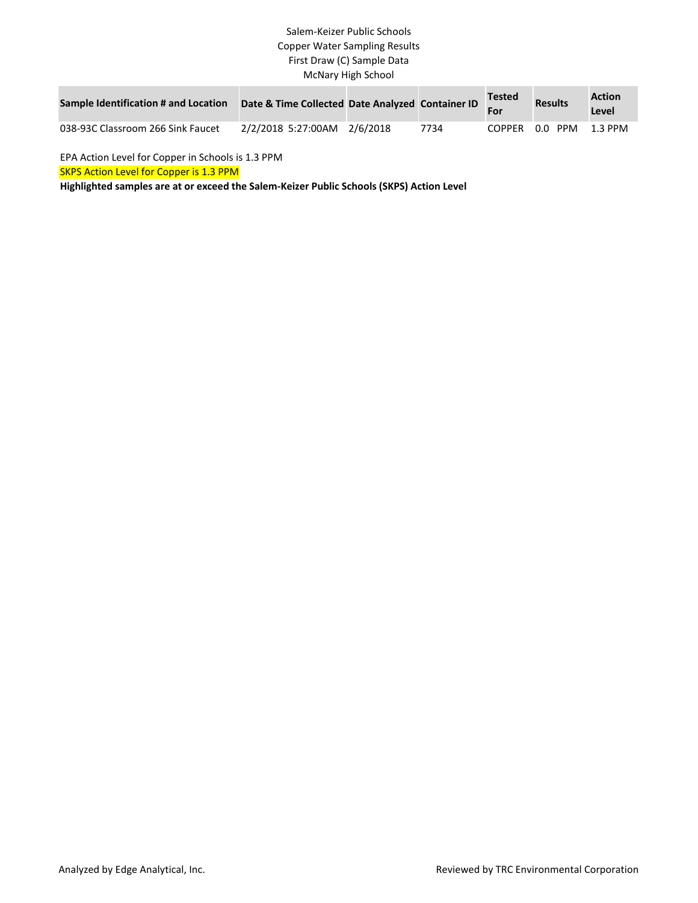Salem-Keizer Public Schools
Copper Water Sampling Results
First Draw (C) Sample Data
McNary High School

| Sample Identification # and Location | Date & Time Collected | Date Analyzed | Container ID | Tested For | Results | Action Level |
|---|---|---|---|---|---|---|
| 038-93C Classroom 266 Sink Faucet | 2/2/2018 5:27:00AM | 2/6/2018 | 7734 | COPPER | 0.0 PPM | 1.3 PPM |

EPA Action Level for Copper in Schools is 1.3 PPM

SKPS Action Level for Copper is 1.3 PPM

**Highlighted samples are at or exceed the Salem-Keizer Public Schools (SKPS) Action Level**

Analyzed by Edge Analytical, Inc.

Reviewed by TRC Environmental Corporation